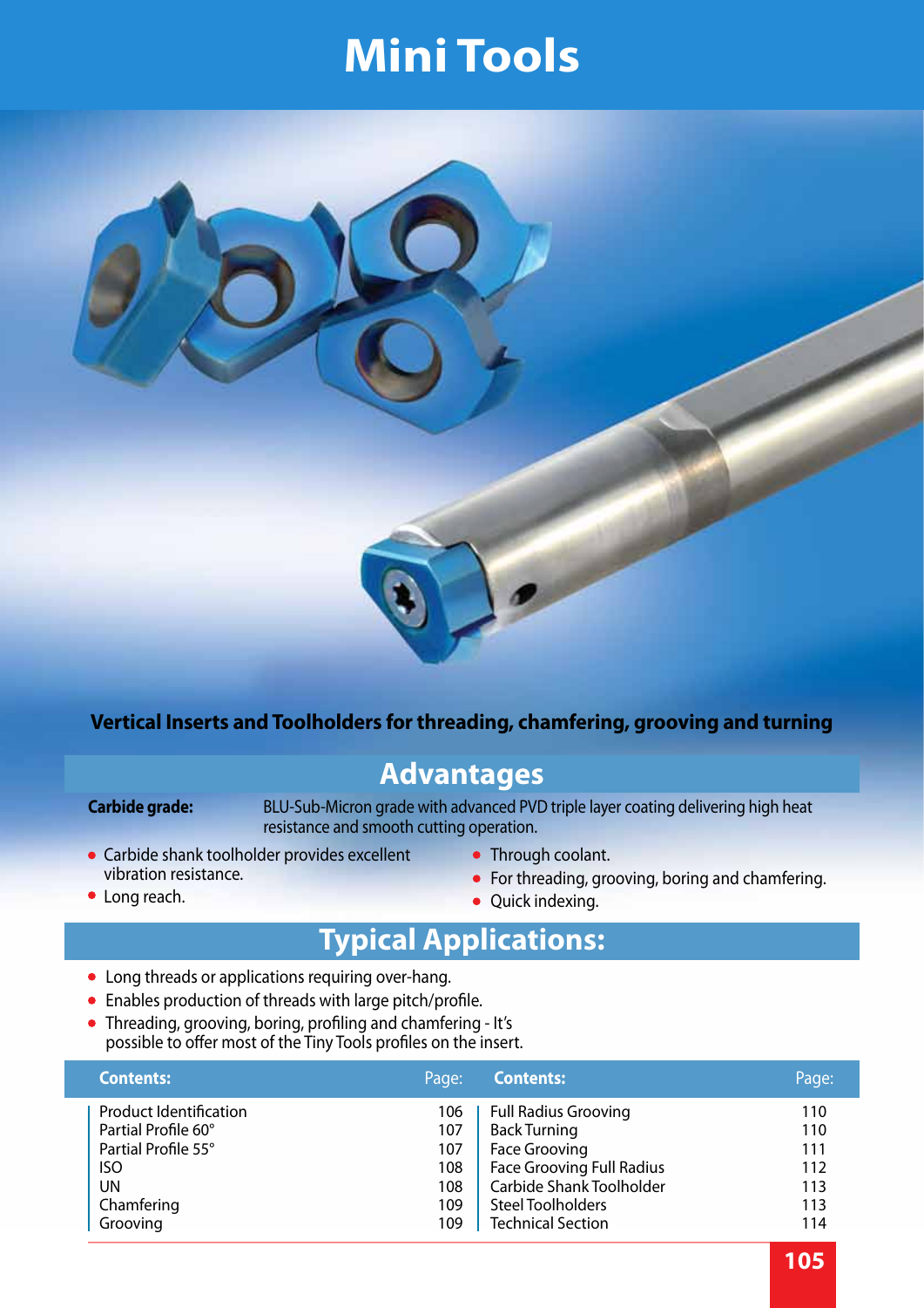# Mini Tools

**Vertical Inserts and Toolholders for threading, chamfering, grooving and turning**

## Advantages

**Carbide grade:** BLU-Sub-Micron grade with advanced PVD triple layer coating delivering high heat resistance and smooth cutting operation.

- Carbide shank toolholder provides excellent vibration resistance.
- Long reach.
- Through coolant.
- For threading, grooving, boring and chamfering.
- Quick indexing.

## Typical Applications:

- Long threads or applications requiring over-hang.
- Enables production of threads with large pitch/profile.
- Threading, grooving, boring, profiling and chamfering - It's possible to offer most of the Tiny Tools profiles on the insert.

| Contents: | Page: | Contents: | Page: |
|---|---|---|---|
| Product Identification | 106 | Full Radius Grooving | 110 |
| Partial Profile 60° | 107 | Back Turning | 110 |
| Partial Profile 55° | 107 | Face Grooving | 111 |
| ISO | 108 | Face Grooving Full Radius | 112 |
| UN | 108 | Carbide Shank Toolholder | 113 |
| Chamfering | 109 | Steel Toolholders | 113 |
| Grooving | 109 | Technical Section | 114 |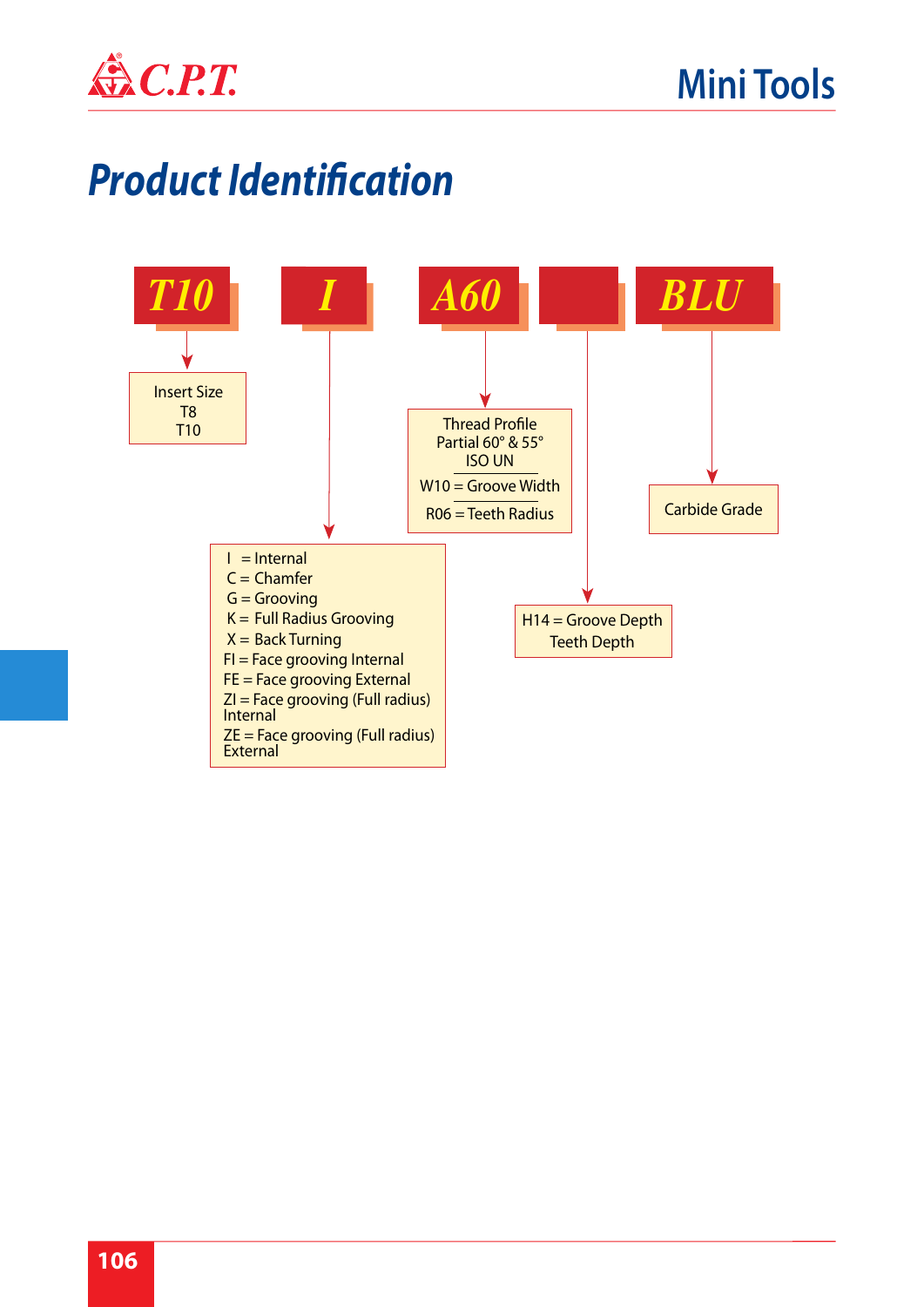# Product Identification

**T10** | **I** | **A60** | | **BLU**

**T10** → Insert Size
- T8
- T10

**I** →
- I = Internal
- C = Chamfer
- G = Grooving
- K = Full Radius Grooving
- X = Back Turning
- FI = Face grooving Internal
- FE = Face grooving External
- ZI = Face grooving (Full radius) Internal
- ZE = Face grooving (Full radius) External

**A60** →
- Thread Profile Partial 60° & 55° ISO UN
- W10 = Groove Width
- R06 = Teeth Radius

(blank) →
- H14 = Groove Depth Teeth Depth

**BLU** → Carbide Grade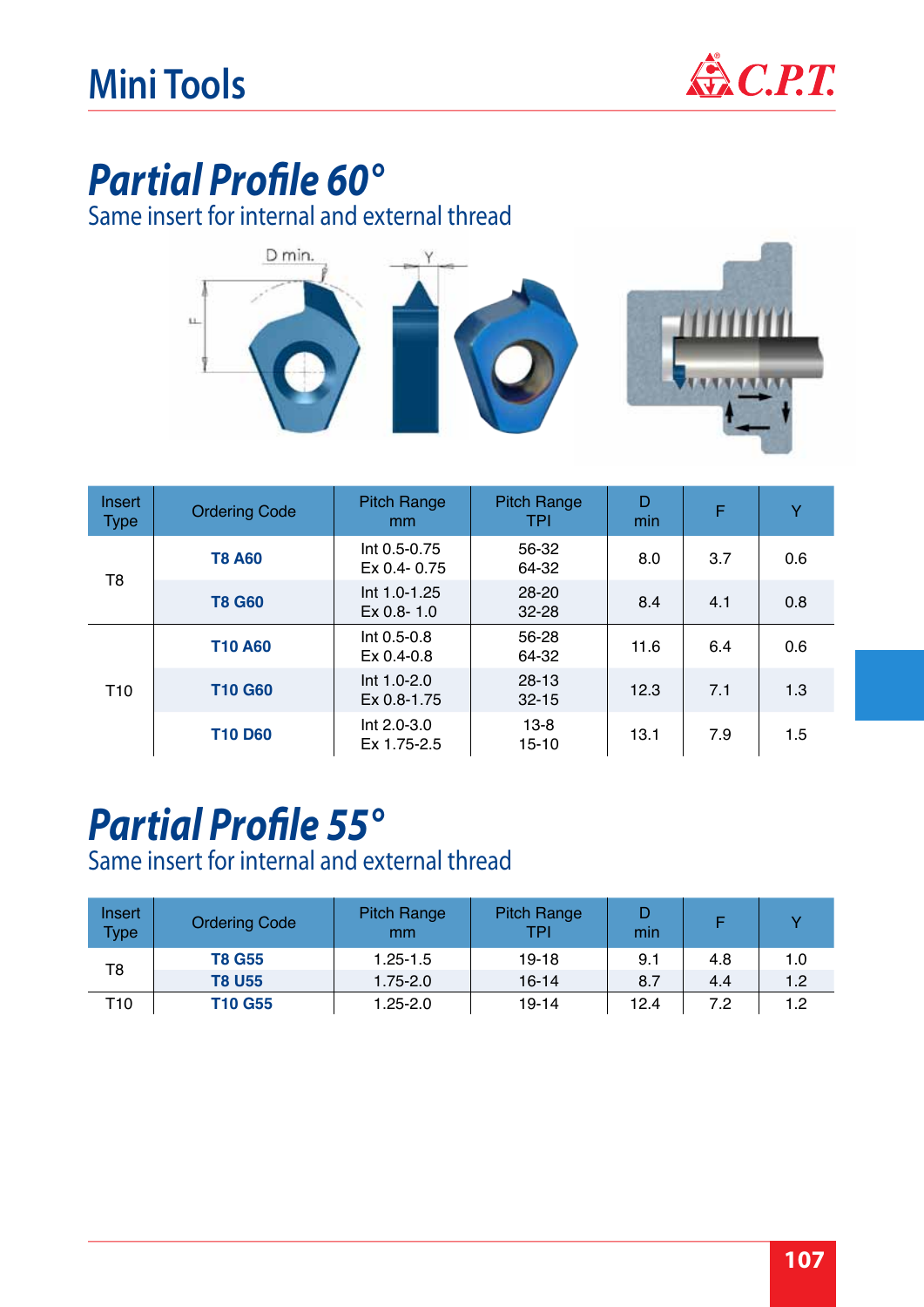# Mini Tools

## Partial Profile 60°

Same insert for internal and external thread

| Insert Type | Ordering Code | Pitch Range mm | Pitch Range TPI | D min | F | Y |
|---|---|---|---|---|---|---|
| T8 | **T8 A60** | Int 0.5-0.75<br>Ex 0.4- 0.75 | 56-32<br>64-32 | 8.0 | 3.7 | 0.6 |
| | **T8 G60** | Int 1.0-1.25<br>Ex 0.8- 1.0 | 28-20<br>32-28 | 8.4 | 4.1 | 0.8 |
| T10 | **T10 A60** | Int 0.5-0.8<br>Ex 0.4-0.8 | 56-28<br>64-32 | 11.6 | 6.4 | 0.6 |
| | **T10 G60** | Int 1.0-2.0<br>Ex 0.8-1.75 | 28-13<br>32-15 | 12.3 | 7.1 | 1.3 |
| | **T10 D60** | Int 2.0-3.0<br>Ex 1.75-2.5 | 13-8<br>15-10 | 13.1 | 7.9 | 1.5 |

## Partial Profile 55°

Same insert for internal and external thread

| Insert Type | Ordering Code | Pitch Range mm | Pitch Range TPI | D min | F | Y |
|---|---|---|---|---|---|---|
| T8 | **T8 G55** | 1.25-1.5 | 19-18 | 9.1 | 4.8 | 1.0 |
| | **T8 U55** | 1.75-2.0 | 16-14 | 8.7 | 4.4 | 1.2 |
| T10 | **T10 G55** | 1.25-2.0 | 19-14 | 12.4 | 7.2 | 1.2 |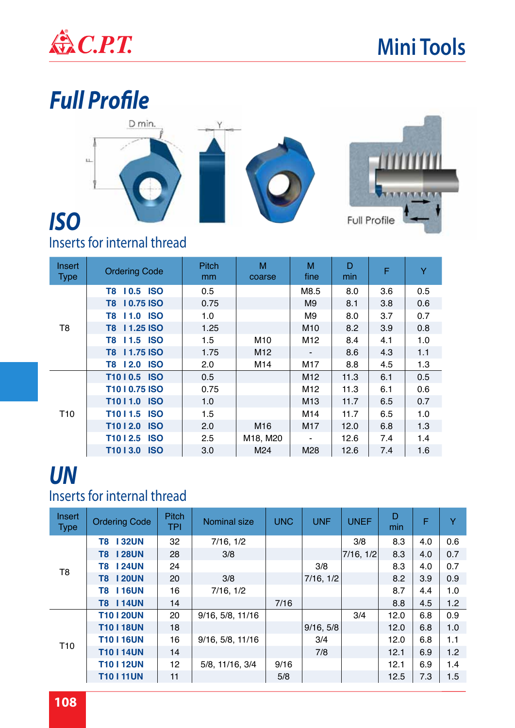# Mini Tools

## Full Profile

## ISO

### Inserts for internal thread

| Insert Type | Ordering Code | Pitch mm | M coarse | M fine | D min | F | Y |
|---|---|---|---|---|---|---|---|
| T8 | T8 I 0.5 ISO | 0.5 | | M8.5 | 8.0 | 3.6 | 0.5 |
| | T8 I 0.75 ISO | 0.75 | | M9 | 8.1 | 3.8 | 0.6 |
| | T8 I 1.0 ISO | 1.0 | | M9 | 8.0 | 3.7 | 0.7 |
| | T8 I 1.25 ISO | 1.25 | | M10 | 8.2 | 3.9 | 0.8 |
| | T8 I 1.5 ISO | 1.5 | M10 | M12 | 8.4 | 4.1 | 1.0 |
| | T8 I 1.75 ISO | 1.75 | M12 | - | 8.6 | 4.3 | 1.1 |
| | T8 I 2.0 ISO | 2.0 | M14 | M17 | 8.8 | 4.5 | 1.3 |
| T10 | T10 I 0.5 ISO | 0.5 | | M12 | 11.3 | 6.1 | 0.5 |
| | T10 I 0.75 ISO | 0.75 | | M12 | 11.3 | 6.1 | 0.6 |
| | T10 I 1.0 ISO | 1.0 | | M13 | 11.7 | 6.5 | 0.7 |
| | T10 I 1.5 ISO | 1.5 | | M14 | 11.7 | 6.5 | 1.0 |
| | T10 I 2.0 ISO | 2.0 | M16 | M17 | 12.0 | 6.8 | 1.3 |
| | T10 I 2.5 ISO | 2.5 | M18, M20 | - | 12.6 | 7.4 | 1.4 |
| | T10 I 3.0 ISO | 3.0 | M24 | M28 | 12.6 | 7.4 | 1.6 |

## UN

### Inserts for internal thread

| Insert Type | Ordering Code | Pitch TPI | Nominal size | UNC | UNF | UNEF | D min | F | Y |
|---|---|---|---|---|---|---|---|---|---|
| T8 | T8 I 32UN | 32 | 7/16, 1/2 | | | 3/8 | 8.3 | 4.0 | 0.6 |
| | T8 I 28UN | 28 | 3/8 | | | 7/16, 1/2 | 8.3 | 4.0 | 0.7 |
| | T8 I 24UN | 24 | | | 3/8 | | 8.3 | 4.0 | 0.7 |
| | T8 I 20UN | 20 | 3/8 | | 7/16, 1/2 | | 8.2 | 3.9 | 0.9 |
| | T8 I 16UN | 16 | 7/16, 1/2 | | | | 8.7 | 4.4 | 1.0 |
| | T8 I 14UN | 14 | | 7/16 | | | 8.8 | 4.5 | 1.2 |
| T10 | T10 I 20UN | 20 | 9/16, 5/8, 11/16 | | | 3/4 | 12.0 | 6.8 | 0.9 |
| | T10 I 18UN | 18 | | | 9/16, 5/8 | | 12.0 | 6.8 | 1.0 |
| | T10 I 16UN | 16 | 9/16, 5/8, 11/16 | | 3/4 | | 12.0 | 6.8 | 1.1 |
| | T10 I 14UN | 14 | | | 7/8 | | 12.1 | 6.9 | 1.2 |
| | T10 I 12UN | 12 | 5/8, 11/16, 3/4 | 9/16 | | | 12.1 | 6.9 | 1.4 |
| | T10 I 11UN | 11 | | 5/8 | | | 12.5 | 7.3 | 1.5 |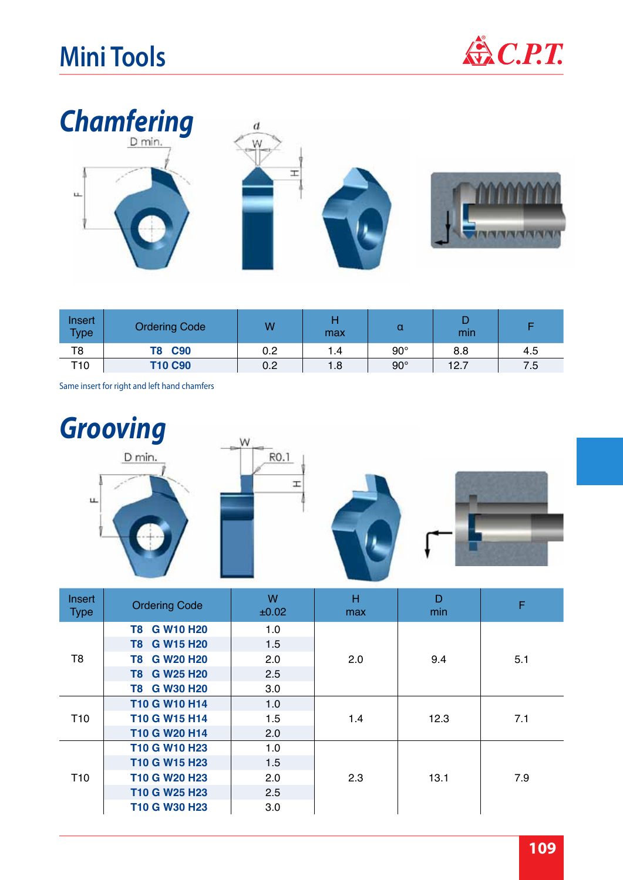# Mini Tools

## Chamfering

| Insert Type | Ordering Code | W | H max | α | D min | F |
|---|---|---|---|---|---|---|
| T8 | **T8 C90** | 0.2 | 1.4 | 90° | 8.8 | 4.5 |
| T10 | **T10 C90** | 0.2 | 1.8 | 90° | 12.7 | 7.5 |

Same insert for right and left hand chamfers

## Grooving

| Insert Type | Ordering Code | W ±0.02 | H max | D min | F |
|---|---|---|---|---|---|
| T8 | **T8 G W10 H20** | 1.0 | 2.0 | 9.4 | 5.1 |
| | **T8 G W15 H20** | 1.5 | | | |
| | **T8 G W20 H20** | 2.0 | | | |
| | **T8 G W25 H20** | 2.5 | | | |
| | **T8 G W30 H20** | 3.0 | | | |
| T10 | **T10 G W10 H14** | 1.0 | 1.4 | 12.3 | 7.1 |
| | **T10 G W15 H14** | 1.5 | | | |
| | **T10 G W20 H14** | 2.0 | | | |
| T10 | **T10 G W10 H23** | 1.0 | 2.3 | 13.1 | 7.9 |
| | **T10 G W15 H23** | 1.5 | | | |
| | **T10 G W20 H23** | 2.0 | | | |
| | **T10 G W25 H23** | 2.5 | | | |
| | **T10 G W30 H23** | 3.0 | | | |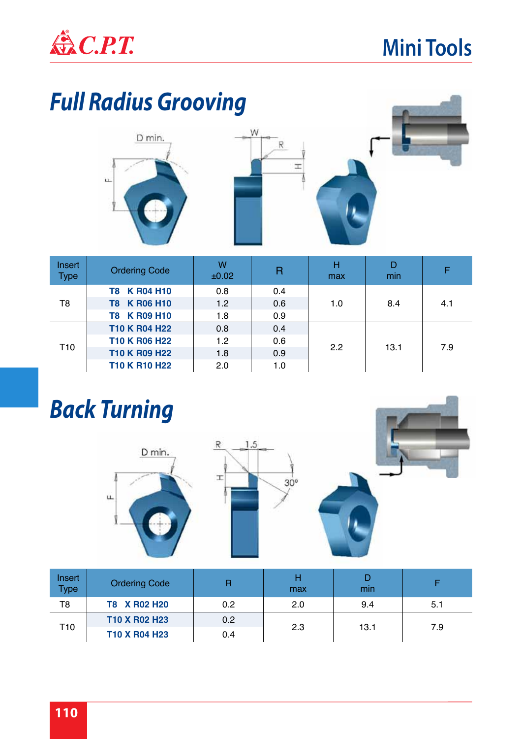# Mini Tools

## Full Radius Grooving

| Insert Type | Ordering Code | W ±0.02 | R | H max | D min | F |
|---|---|---|---|---|---|---|
| T8 | T8 K R04 H10 | 0.8 | 0.4 | 1.0 | 8.4 | 4.1 |
| | T8 K R06 H10 | 1.2 | 0.6 | | | |
| | T8 K R09 H10 | 1.8 | 0.9 | | | |
| T10 | T10 K R04 H22 | 0.8 | 0.4 | 2.2 | 13.1 | 7.9 |
| | T10 K R06 H22 | 1.2 | 0.6 | | | |
| | T10 K R09 H22 | 1.8 | 0.9 | | | |
| | T10 K R10 H22 | 2.0 | 1.0 | | | |

## Back Turning

| Insert Type | Ordering Code | R | H max | D min | F |
|---|---|---|---|---|---|
| T8 | T8 X R02 H20 | 0.2 | 2.0 | 9.4 | 5.1 |
| T10 | T10 X R02 H23 | 0.2 | 2.3 | 13.1 | 7.9 |
| | T10 X R04 H23 | 0.4 | | | |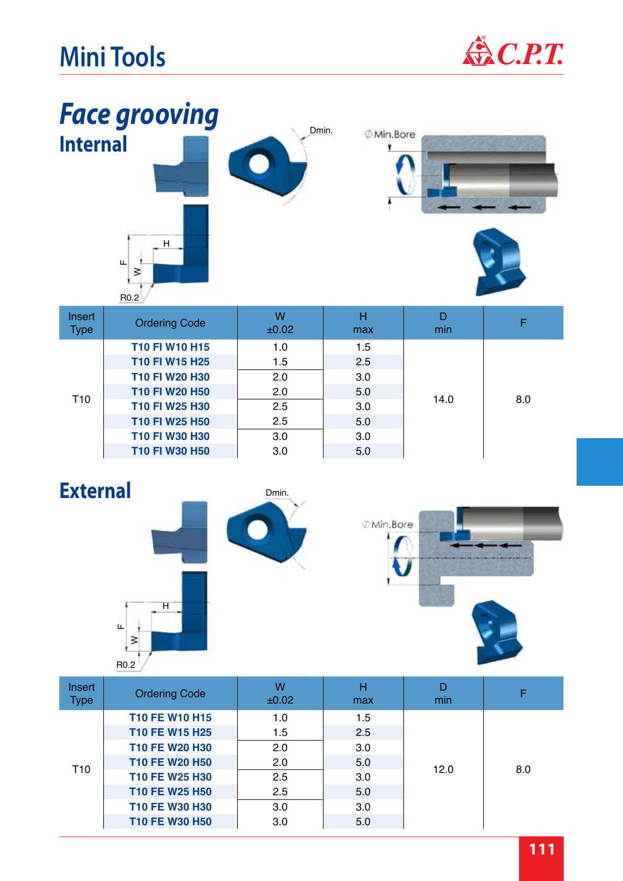# Mini Tools

## *Face grooving*

### Internal

| Insert Type | Ordering Code | W ±0.02 | H max | D min | F |
|---|---|---|---|---|---|
| T10 | T10 FI W10 H15 | 1.0 | 1.5 | 14.0 | 8.0 |
| | T10 FI W15 H25 | 1.5 | 2.5 | | |
| | T10 FI W20 H30 | 2.0 | 3.0 | | |
| | T10 FI W20 H50 | 2.0 | 5.0 | | |
| | T10 FI W25 H30 | 2.5 | 3.0 | | |
| | T10 FI W25 H50 | 2.5 | 5.0 | | |
| | T10 FI W30 H30 | 3.0 | 3.0 | | |
| | T10 FI W30 H50 | 3.0 | 5.0 | | |

### External

| Insert Type | Ordering Code | W ±0.02 | H max | D min | F |
|---|---|---|---|---|---|
| T10 | T10 FE W10 H15 | 1.0 | 1.5 | 12.0 | 8.0 |
| | T10 FE W15 H25 | 1.5 | 2.5 | | |
| | T10 FE W20 H30 | 2.0 | 3.0 | | |
| | T10 FE W20 H50 | 2.0 | 5.0 | | |
| | T10 FE W25 H30 | 2.5 | 3.0 | | |
| | T10 FE W25 H50 | 2.5 | 5.0 | | |
| | T10 FE W30 H30 | 3.0 | 3.0 | | |
| | T10 FE W30 H50 | 3.0 | 5.0 | | |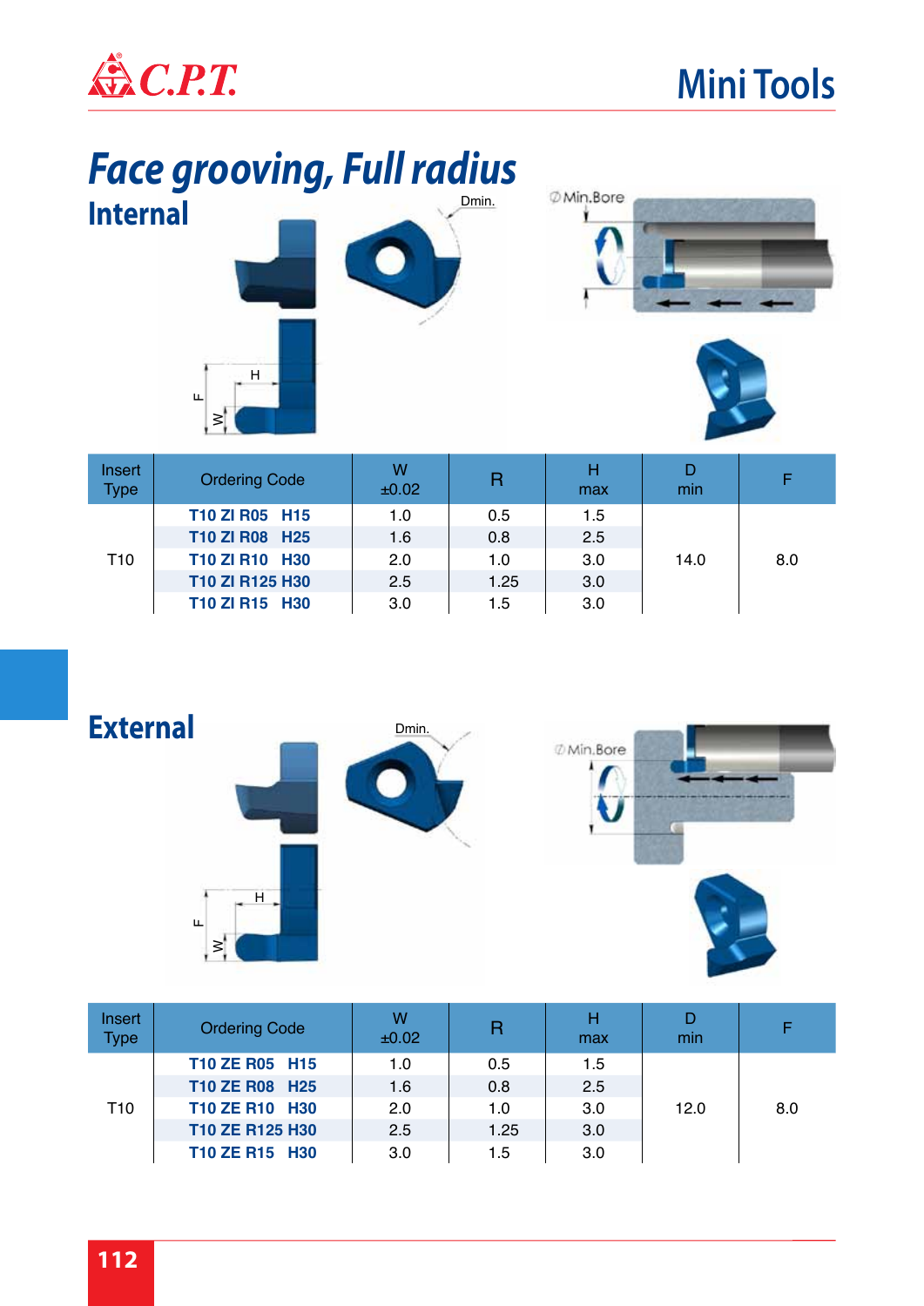# Face grooving, Full radius

## Internal

| Insert Type | Ordering Code | W ±0.02 | R | H max | D min | F |
|---|---|---|---|---|---|---|
| T10 | T10 ZI R05 H15 | 1.0 | 0.5 | 1.5 | 14.0 | 8.0 |
| | T10 ZI R08 H25 | 1.6 | 0.8 | 2.5 | | |
| | T10 ZI R10 H30 | 2.0 | 1.0 | 3.0 | | |
| | T10 ZI R125 H30 | 2.5 | 1.25 | 3.0 | | |
| | T10 ZI R15 H30 | 3.0 | 1.5 | 3.0 | | |

## External

| Insert Type | Ordering Code | W ±0.02 | R | H max | D min | F |
|---|---|---|---|---|---|---|
| T10 | T10 ZE R05 H15 | 1.0 | 0.5 | 1.5 | 12.0 | 8.0 |
| | T10 ZE R08 H25 | 1.6 | 0.8 | 2.5 | | |
| | T10 ZE R10 H30 | 2.0 | 1.0 | 3.0 | | |
| | T10 ZE R125 H30 | 2.5 | 1.25 | 3.0 | | |
| | T10 ZE R15 H30 | 3.0 | 1.5 | 3.0 | | |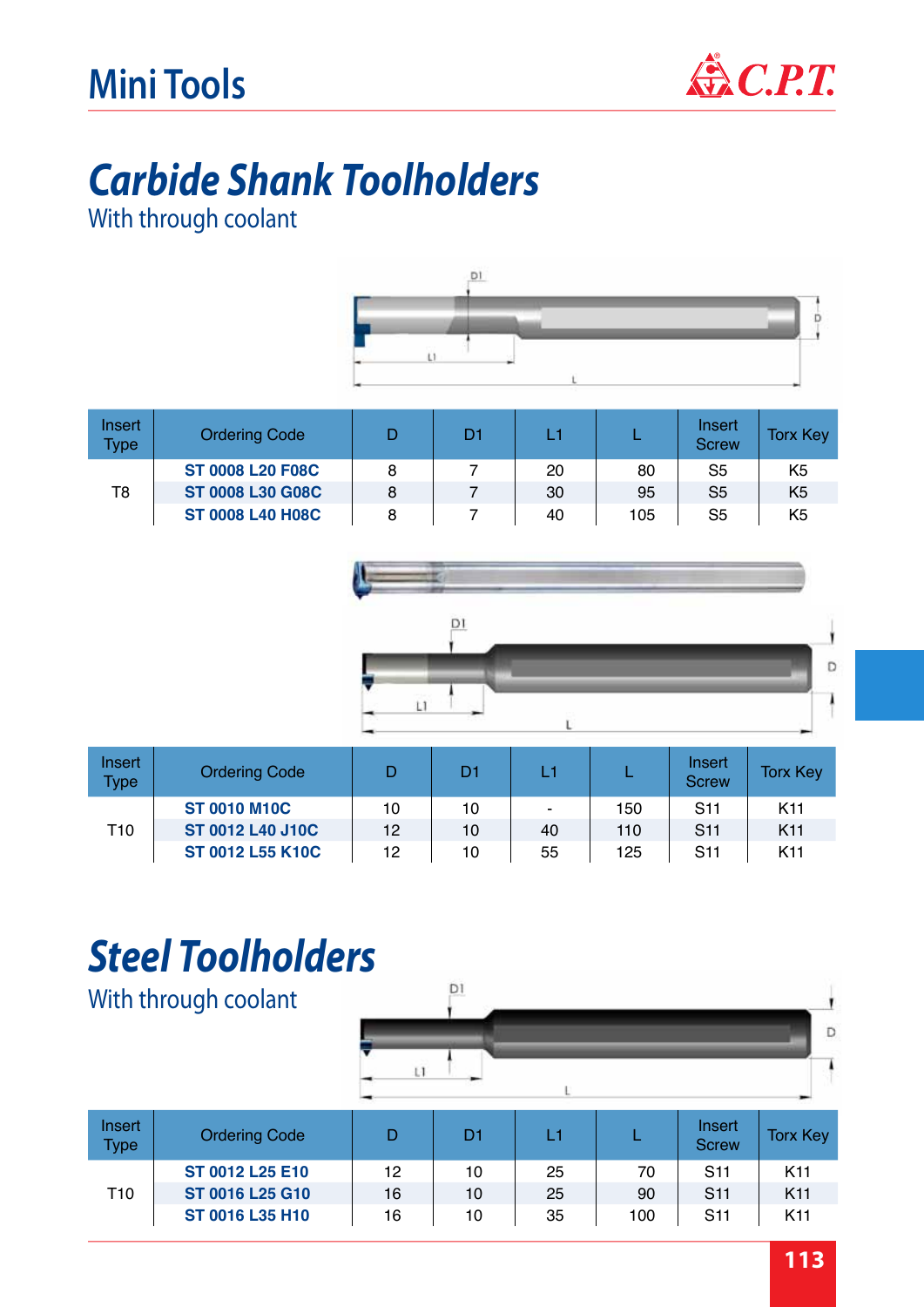# Mini Tools

## Carbide Shank Toolholders

With through coolant

| Insert Type | Ordering Code | D | D1 | L1 | L | Insert Screw | Torx Key |
|---|---|---|---|---|---|---|---|
| T8 | ST 0008 L20 F08C | 8 | 7 | 20 | 80 | S5 | K5 |
| | ST 0008 L30 G08C | 8 | 7 | 30 | 95 | S5 | K5 |
| | ST 0008 L40 H08C | 8 | 7 | 40 | 105 | S5 | K5 |

| Insert Type | Ordering Code | D | D1 | L1 | L | Insert Screw | Torx Key |
|---|---|---|---|---|---|---|---|
| T10 | ST 0010 M10C | 10 | 10 | - | 150 | S11 | K11 |
| | ST 0012 L40 J10C | 12 | 10 | 40 | 110 | S11 | K11 |
| | ST 0012 L55 K10C | 12 | 10 | 55 | 125 | S11 | K11 |

## Steel Toolholders

With through coolant

| Insert Type | Ordering Code | D | D1 | L1 | L | Insert Screw | Torx Key |
|---|---|---|---|---|---|---|---|
| T10 | ST 0012 L25 E10 | 12 | 10 | 25 | 70 | S11 | K11 |
| | ST 0016 L25 G10 | 16 | 10 | 25 | 90 | S11 | K11 |
| | ST 0016 L35 H10 | 16 | 10 | 35 | 100 | S11 | K11 |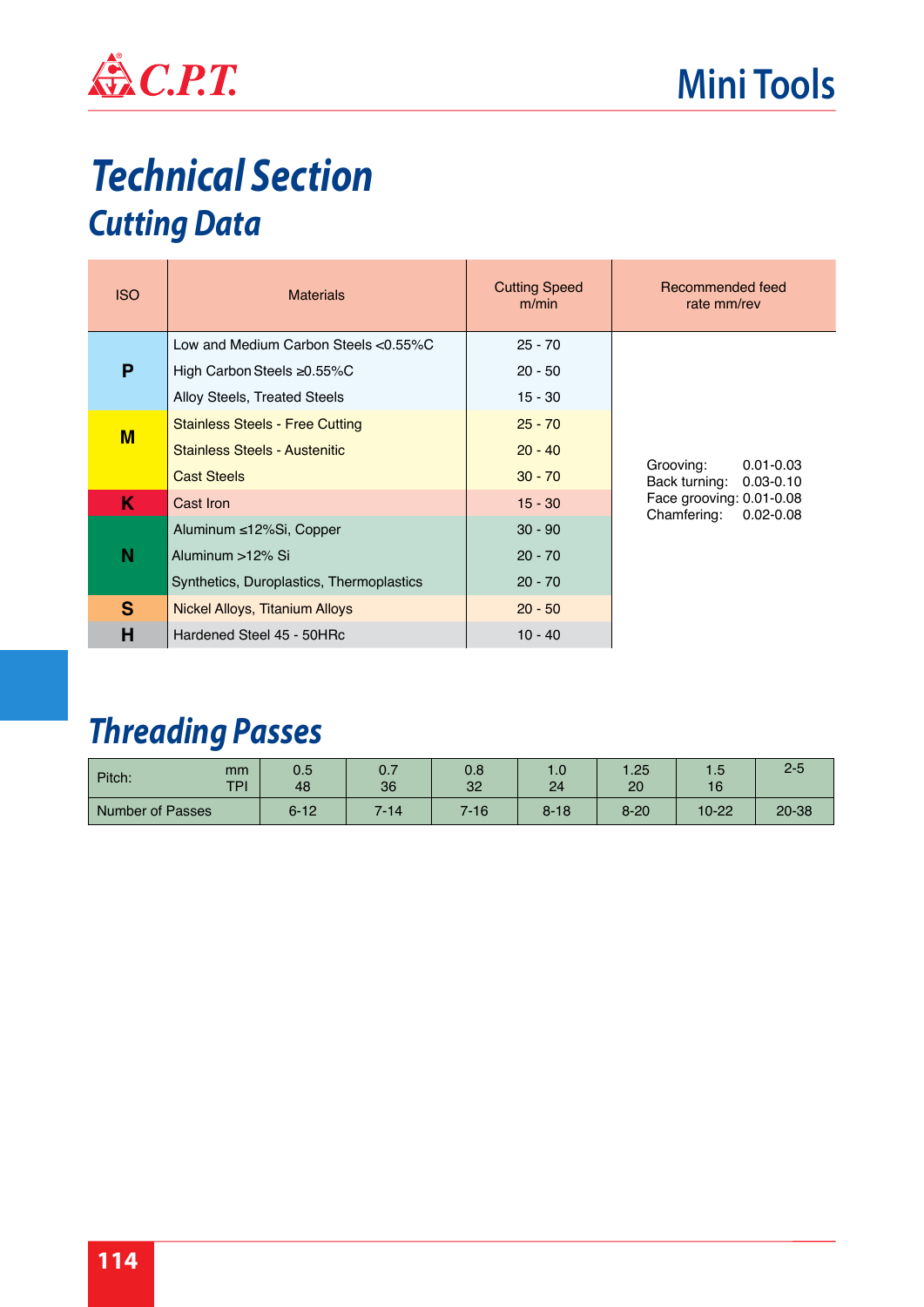# Technical Section

## Cutting Data

| ISO | Materials | Cutting Speed m/min | Recommended feed rate mm/rev |
|---|---|---|---|
| P | Low and Medium Carbon Steels <0.55%C | 25 - 70 | Grooving: 0.01-0.03<br>Back turning: 0.03-0.10<br>Face grooving: 0.01-0.08<br>Chamfering: 0.02-0.08 |
| | High Carbon Steels ≥0.55%C | 20 - 50 | |
| | Alloy Steels, Treated Steels | 15 - 30 | |
| M | Stainless Steels - Free Cutting | 25 - 70 | |
| | Stainless Steels - Austenitic | 20 - 40 | |
| | Cast Steels | 30 - 70 | |
| K | Cast Iron | 15 - 30 | |
| N | Aluminum ≤12%Si, Copper | 30 - 90 | |
| | Aluminum >12% Si | 20 - 70 | |
| | Synthetics, Duroplastics, Thermoplastics | 20 - 70 | |
| S | Nickel Alloys, Titanium Alloys | 20 - 50 | |
| H | Hardened Steel 45 - 50HRc | 10 - 40 | |

## Threading Passes

| Pitch: mm / TPI | 0.5 / 48 | 0.7 / 36 | 0.8 / 32 | 1.0 / 24 | 1.25 / 20 | 1.5 / 16 | 2-5 |
|---|---|---|---|---|---|---|---|
| Number of Passes | 6-12 | 7-14 | 7-16 | 8-18 | 8-20 | 10-22 | 20-38 |